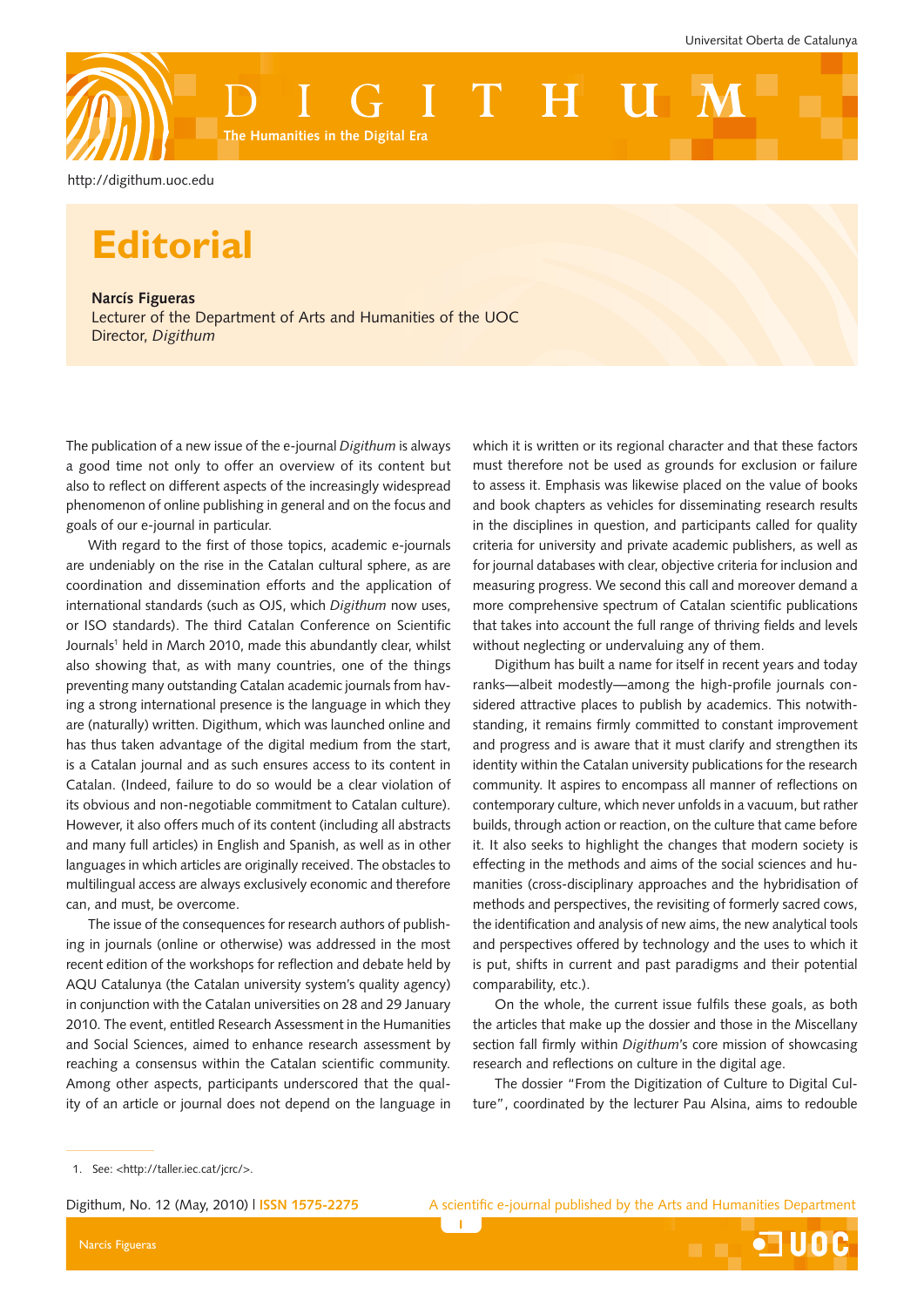# Editorial

**Narcís Figueras**
Lecturer of the Department of Arts and Humanities of the UOC
Director, *Digithum*

The publication of a new issue of the e-journal *Digithum* is always a good time not only to offer an overview of its content but also to reflect on different aspects of the increasingly widespread phenomenon of online publishing in general and on the focus and goals of our e-journal in particular.

With regard to the first of those topics, academic e-journals are undeniably on the rise in the Catalan cultural sphere, as are coordination and dissemination efforts and the application of international standards (such as OJS, which *Digithum* now uses, or ISO standards). The third Catalan Conference on Scientific Journals[1] held in March 2010, made this abundantly clear, whilst also showing that, as with many countries, one of the things preventing many outstanding Catalan academic journals from having a strong international presence is the language in which they are (naturally) written. Digithum, which was launched online and has thus taken advantage of the digital medium from the start, is a Catalan journal and as such ensures access to its content in Catalan. (Indeed, failure to do so would be a clear violation of its obvious and non-negotiable commitment to Catalan culture). However, it also offers much of its content (including all abstracts and many full articles) in English and Spanish, as well as in other languages in which articles are originally received. The obstacles to multilingual access are always exclusively economic and therefore can, and must, be overcome.

The issue of the consequences for research authors of publishing in journals (online or otherwise) was addressed in the most recent edition of the workshops for reflection and debate held by AQU Catalunya (the Catalan university system's quality agency) in conjunction with the Catalan universities on 28 and 29 January 2010. The event, entitled Research Assessment in the Humanities and Social Sciences, aimed to enhance research assessment by reaching a consensus within the Catalan scientific community. Among other aspects, participants underscored that the quality of an article or journal does not depend on the language in which it is written or its regional character and that these factors must therefore not be used as grounds for exclusion or failure to assess it. Emphasis was likewise placed on the value of books and book chapters as vehicles for disseminating research results in the disciplines in question, and participants called for quality criteria for university and private academic publishers, as well as for journal databases with clear, objective criteria for inclusion and measuring progress. We second this call and moreover demand a more comprehensive spectrum of Catalan scientific publications that takes into account the full range of thriving fields and levels without neglecting or undervaluing any of them.

Digithum has built a name for itself in recent years and today ranks—albeit modestly—among the high-profile journals considered attractive places to publish by academics. This notwithstanding, it remains firmly committed to constant improvement and progress and is aware that it must clarify and strengthen its identity within the Catalan university publications for the research community. It aspires to encompass all manner of reflections on contemporary culture, which never unfolds in a vacuum, but rather builds, through action or reaction, on the culture that came before it. It also seeks to highlight the changes that modern society is effecting in the methods and aims of the social sciences and humanities (cross-disciplinary approaches and the hybridisation of methods and perspectives, the revisiting of formerly sacred cows, the identification and analysis of new aims, the new analytical tools and perspectives offered by technology and the uses to which it is put, shifts in current and past paradigms and their potential comparability, etc.).

On the whole, the current issue fulfils these goals, as both the articles that make up the dossier and those in the Miscellany section fall firmly within *Digithum*'s core mission of showcasing research and reflections on culture in the digital age.

The dossier "From the Digitization of Culture to Digital Culture", coordinated by the lecturer Pau Alsina, aims to redouble

1. See: <http://taller.iec.cat/jcrc/>.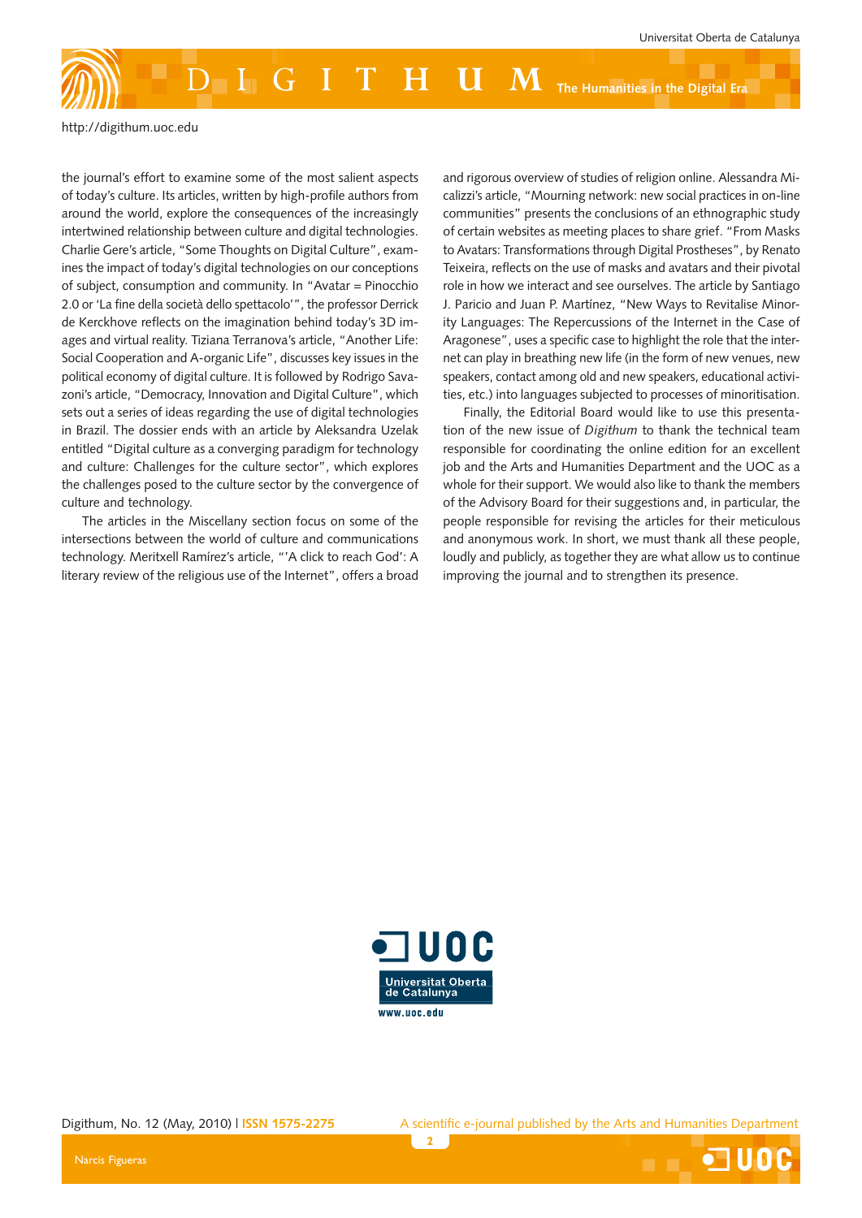the journal's effort to examine some of the most salient aspects of today's culture. Its articles, written by high-profile authors from around the world, explore the consequences of the increasingly intertwined relationship between culture and digital technologies. Charlie Gere's article, "Some Thoughts on Digital Culture", examines the impact of today's digital technologies on our conceptions of subject, consumption and community. In "Avatar = Pinocchio 2.0 or 'La fine della società dello spettacolo'", the professor Derrick de Kerckhove reflects on the imagination behind today's 3D images and virtual reality. Tiziana Terranova's article, "Another Life: Social Cooperation and A-organic Life", discusses key issues in the political economy of digital culture. It is followed by Rodrigo Savazoni's article, "Democracy, Innovation and Digital Culture", which sets out a series of ideas regarding the use of digital technologies in Brazil. The dossier ends with an article by Aleksandra Uzelak entitled "Digital culture as a converging paradigm for technology and culture: Challenges for the culture sector", which explores the challenges posed to the culture sector by the convergence of culture and technology.

The articles in the Miscellany section focus on some of the intersections between the world of culture and communications technology. Meritxell Ramírez's article, "'A click to reach God': A literary review of the religious use of the Internet", offers a broad and rigorous overview of studies of religion online. Alessandra Micalizzi's article, "Mourning network: new social practices in on-line communities" presents the conclusions of an ethnographic study of certain websites as meeting places to share grief. "From Masks to Avatars: Transformations through Digital Prostheses", by Renato Teixeira, reflects on the use of masks and avatars and their pivotal role in how we interact and see ourselves. The article by Santiago J. Paricio and Juan P. Martínez, "New Ways to Revitalise Minority Languages: The Repercussions of the Internet in the Case of Aragonese", uses a specific case to highlight the role that the internet can play in breathing new life (in the form of new venues, new speakers, contact among old and new speakers, educational activities, etc.) into languages subjected to processes of minoritisation.

Finally, the Editorial Board would like to use this presentation of the new issue of *Digithum* to thank the technical team responsible for coordinating the online edition for an excellent job and the Arts and Humanities Department and the UOC as a whole for their support. We would also like to thank the members of the Advisory Board for their suggestions and, in particular, the people responsible for revising the articles for their meticulous and anonymous work. In short, we must thank all these people, loudly and publicly, as together they are what allow us to continue improving the journal and to strengthen its presence.

UOC
Universitat Oberta de Catalunya
www.uoc.edu